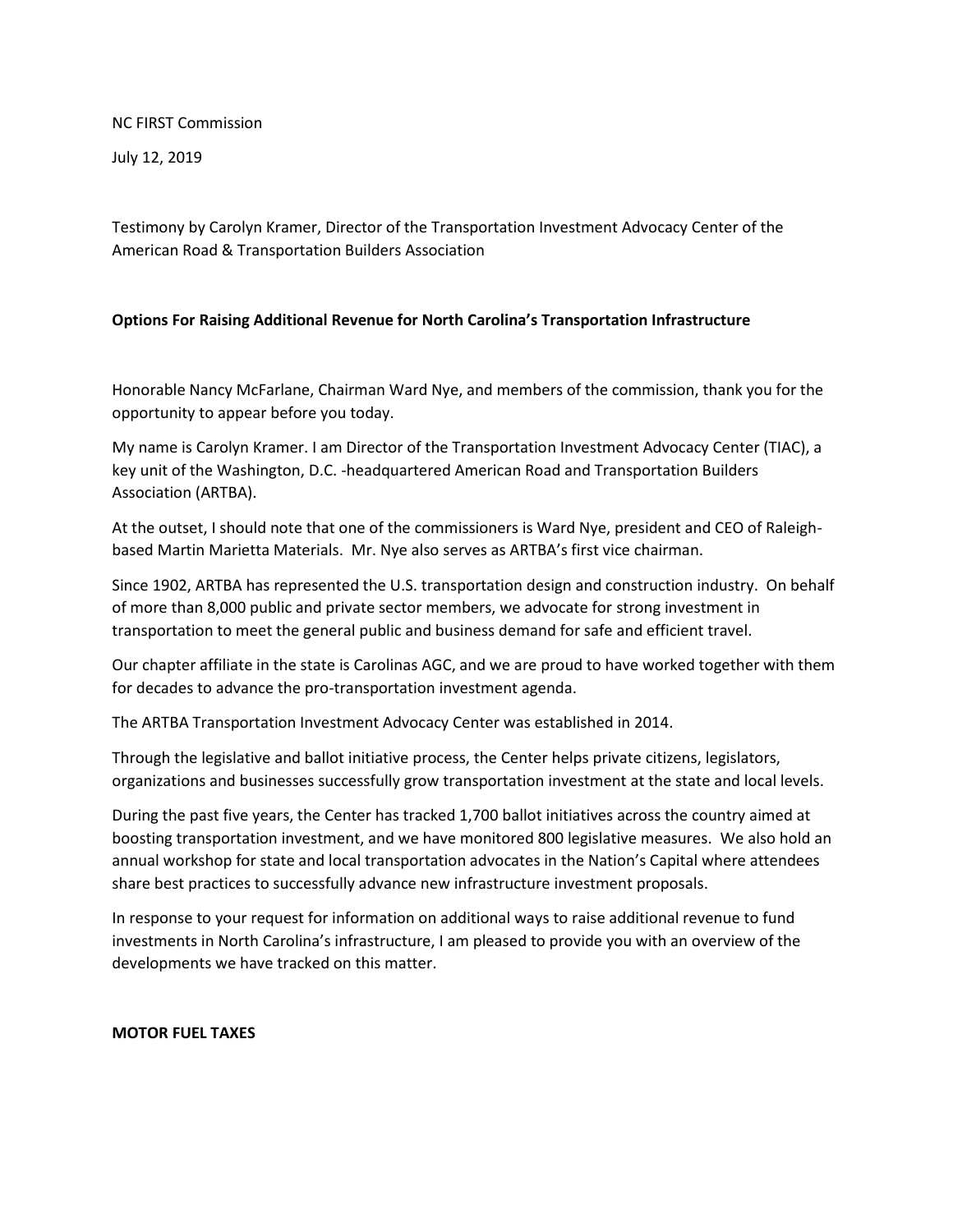NC FIRST Commission

July 12, 2019

Testimony by Carolyn Kramer, Director of the Transportation Investment Advocacy Center of the American Road & Transportation Builders Association

**Options For Raising Additional Revenue for North Carolina's Transportation Infrastructure**

Honorable Nancy McFarlane, Chairman Ward Nye, and members of the commission, thank you for the opportunity to appear before you today.

My name is Carolyn Kramer. I am Director of the Transportation Investment Advocacy Center (TIAC), a key unit of the Washington, D.C. -headquartered American Road and Transportation Builders Association (ARTBA).

At the outset, I should note that one of the commissioners is Ward Nye, president and CEO of Raleigh-based Martin Marietta Materials. Mr. Nye also serves as ARTBA's first vice chairman.

Since 1902, ARTBA has represented the U.S. transportation design and construction industry. On behalf of more than 8,000 public and private sector members, we advocate for strong investment in transportation to meet the general public and business demand for safe and efficient travel.

Our chapter affiliate in the state is Carolinas AGC, and we are proud to have worked together with them for decades to advance the pro-transportation investment agenda.

The ARTBA Transportation Investment Advocacy Center was established in 2014.

Through the legislative and ballot initiative process, the Center helps private citizens, legislators, organizations and businesses successfully grow transportation investment at the state and local levels.

During the past five years, the Center has tracked 1,700 ballot initiatives across the country aimed at boosting transportation investment, and we have monitored 800 legislative measures. We also hold an annual workshop for state and local transportation advocates in the Nation's Capital where attendees share best practices to successfully advance new infrastructure investment proposals.

In response to your request for information on additional ways to raise additional revenue to fund investments in North Carolina's infrastructure, I am pleased to provide you with an overview of the developments we have tracked on this matter.

**MOTOR FUEL TAXES**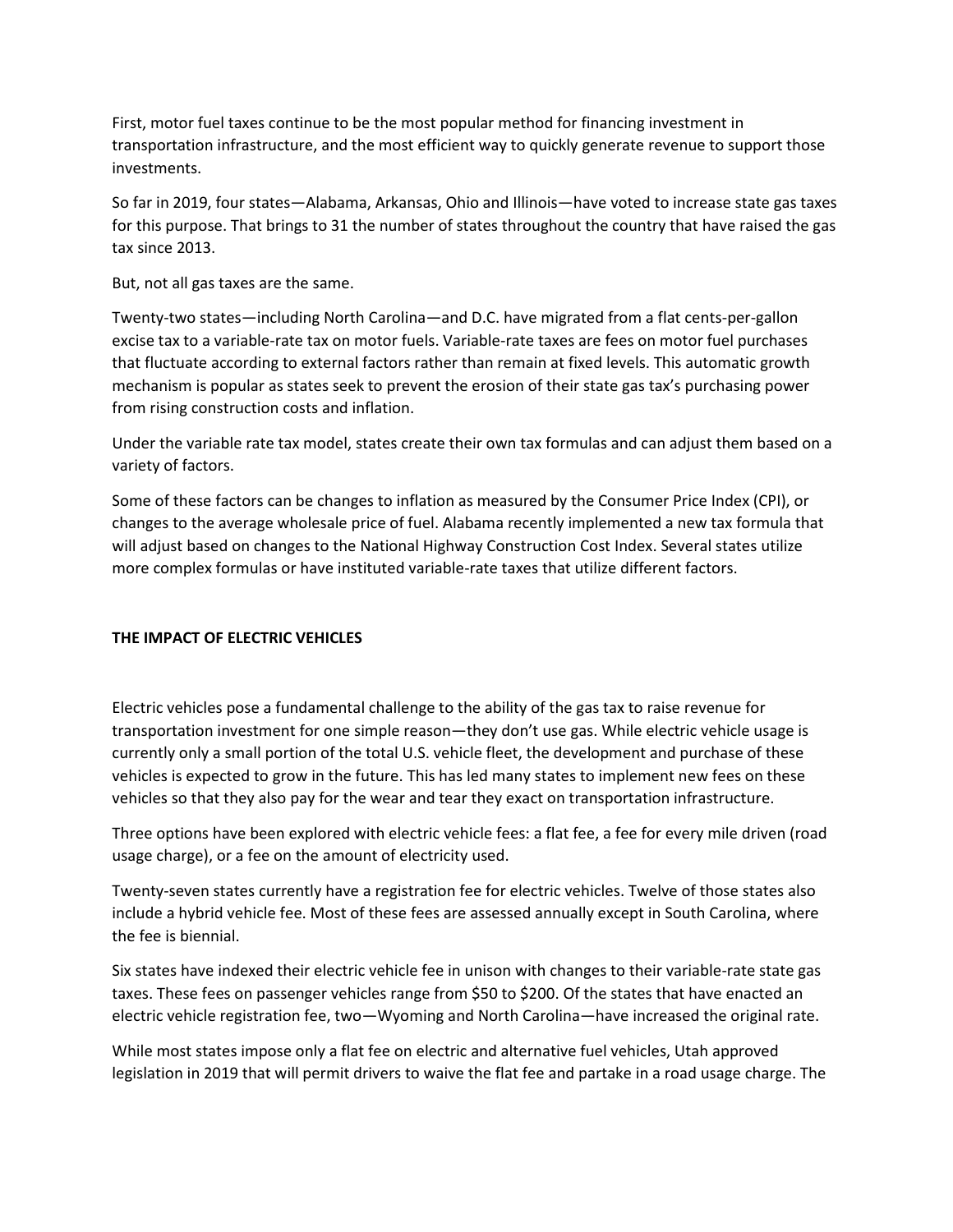First, motor fuel taxes continue to be the most popular method for financing investment in transportation infrastructure, and the most efficient way to quickly generate revenue to support those investments.

So far in 2019, four states—Alabama, Arkansas, Ohio and Illinois—have voted to increase state gas taxes for this purpose. That brings to 31 the number of states throughout the country that have raised the gas tax since 2013.

But, not all gas taxes are the same.

Twenty-two states—including North Carolina—and D.C. have migrated from a flat cents-per-gallon excise tax to a variable-rate tax on motor fuels. Variable-rate taxes are fees on motor fuel purchases that fluctuate according to external factors rather than remain at fixed levels. This automatic growth mechanism is popular as states seek to prevent the erosion of their state gas tax's purchasing power from rising construction costs and inflation.

Under the variable rate tax model, states create their own tax formulas and can adjust them based on a variety of factors.

Some of these factors can be changes to inflation as measured by the Consumer Price Index (CPI), or changes to the average wholesale price of fuel. Alabama recently implemented a new tax formula that will adjust based on changes to the National Highway Construction Cost Index. Several states utilize more complex formulas or have instituted variable-rate taxes that utilize different factors.

**THE IMPACT OF ELECTRIC VEHICLES**

Electric vehicles pose a fundamental challenge to the ability of the gas tax to raise revenue for transportation investment for one simple reason—they don't use gas. While electric vehicle usage is currently only a small portion of the total U.S. vehicle fleet, the development and purchase of these vehicles is expected to grow in the future. This has led many states to implement new fees on these vehicles so that they also pay for the wear and tear they exact on transportation infrastructure.

Three options have been explored with electric vehicle fees: a flat fee, a fee for every mile driven (road usage charge), or a fee on the amount of electricity used.

Twenty-seven states currently have a registration fee for electric vehicles. Twelve of those states also include a hybrid vehicle fee. Most of these fees are assessed annually except in South Carolina, where the fee is biennial.

Six states have indexed their electric vehicle fee in unison with changes to their variable-rate state gas taxes. These fees on passenger vehicles range from $50 to $200. Of the states that have enacted an electric vehicle registration fee, two—Wyoming and North Carolina—have increased the original rate.

While most states impose only a flat fee on electric and alternative fuel vehicles, Utah approved legislation in 2019 that will permit drivers to waive the flat fee and partake in a road usage charge. The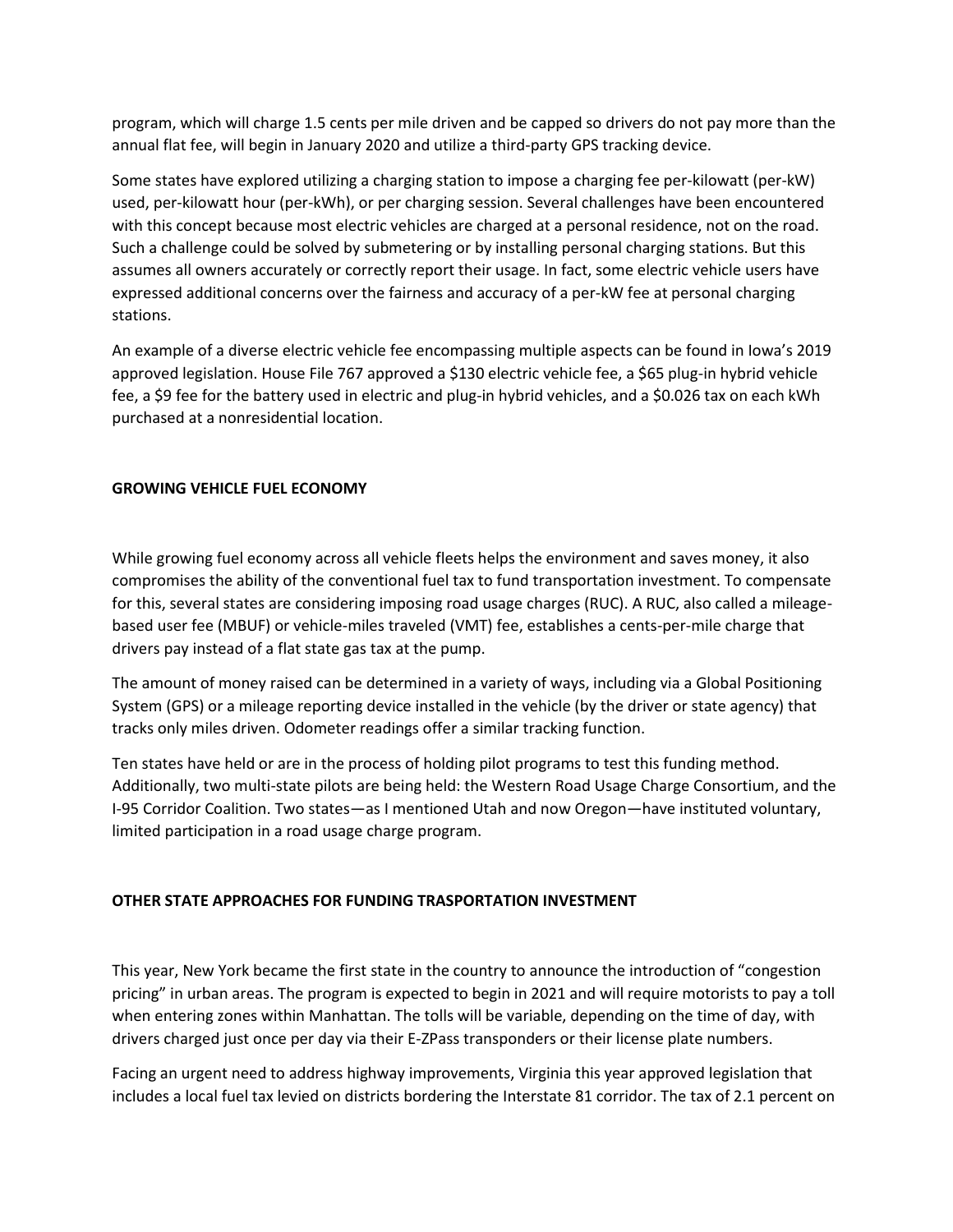program, which will charge 1.5 cents per mile driven and be capped so drivers do not pay more than the annual flat fee, will begin in January 2020 and utilize a third-party GPS tracking device.

Some states have explored utilizing a charging station to impose a charging fee per-kilowatt (per-kW) used, per-kilowatt hour (per-kWh), or per charging session. Several challenges have been encountered with this concept because most electric vehicles are charged at a personal residence, not on the road. Such a challenge could be solved by submetering or by installing personal charging stations. But this assumes all owners accurately or correctly report their usage. In fact, some electric vehicle users have expressed additional concerns over the fairness and accuracy of a per-kW fee at personal charging stations.

An example of a diverse electric vehicle fee encompassing multiple aspects can be found in Iowa's 2019 approved legislation. House File 767 approved a $130 electric vehicle fee, a $65 plug-in hybrid vehicle fee, a $9 fee for the battery used in electric and plug-in hybrid vehicles, and a $0.026 tax on each kWh purchased at a nonresidential location.

## GROWING VEHICLE FUEL ECONOMY

While growing fuel economy across all vehicle fleets helps the environment and saves money, it also compromises the ability of the conventional fuel tax to fund transportation investment. To compensate for this, several states are considering imposing road usage charges (RUC). A RUC, also called a mileage-based user fee (MBUF) or vehicle-miles traveled (VMT) fee, establishes a cents-per-mile charge that drivers pay instead of a flat state gas tax at the pump.

The amount of money raised can be determined in a variety of ways, including via a Global Positioning System (GPS) or a mileage reporting device installed in the vehicle (by the driver or state agency) that tracks only miles driven. Odometer readings offer a similar tracking function.

Ten states have held or are in the process of holding pilot programs to test this funding method. Additionally, two multi-state pilots are being held: the Western Road Usage Charge Consortium, and the I-95 Corridor Coalition. Two states—as I mentioned Utah and now Oregon—have instituted voluntary, limited participation in a road usage charge program.

## OTHER STATE APPROACHES FOR FUNDING TRASPORTATION INVESTMENT

This year, New York became the first state in the country to announce the introduction of "congestion pricing" in urban areas. The program is expected to begin in 2021 and will require motorists to pay a toll when entering zones within Manhattan. The tolls will be variable, depending on the time of day, with drivers charged just once per day via their E-ZPass transponders or their license plate numbers.

Facing an urgent need to address highway improvements, Virginia this year approved legislation that includes a local fuel tax levied on districts bordering the Interstate 81 corridor. The tax of 2.1 percent on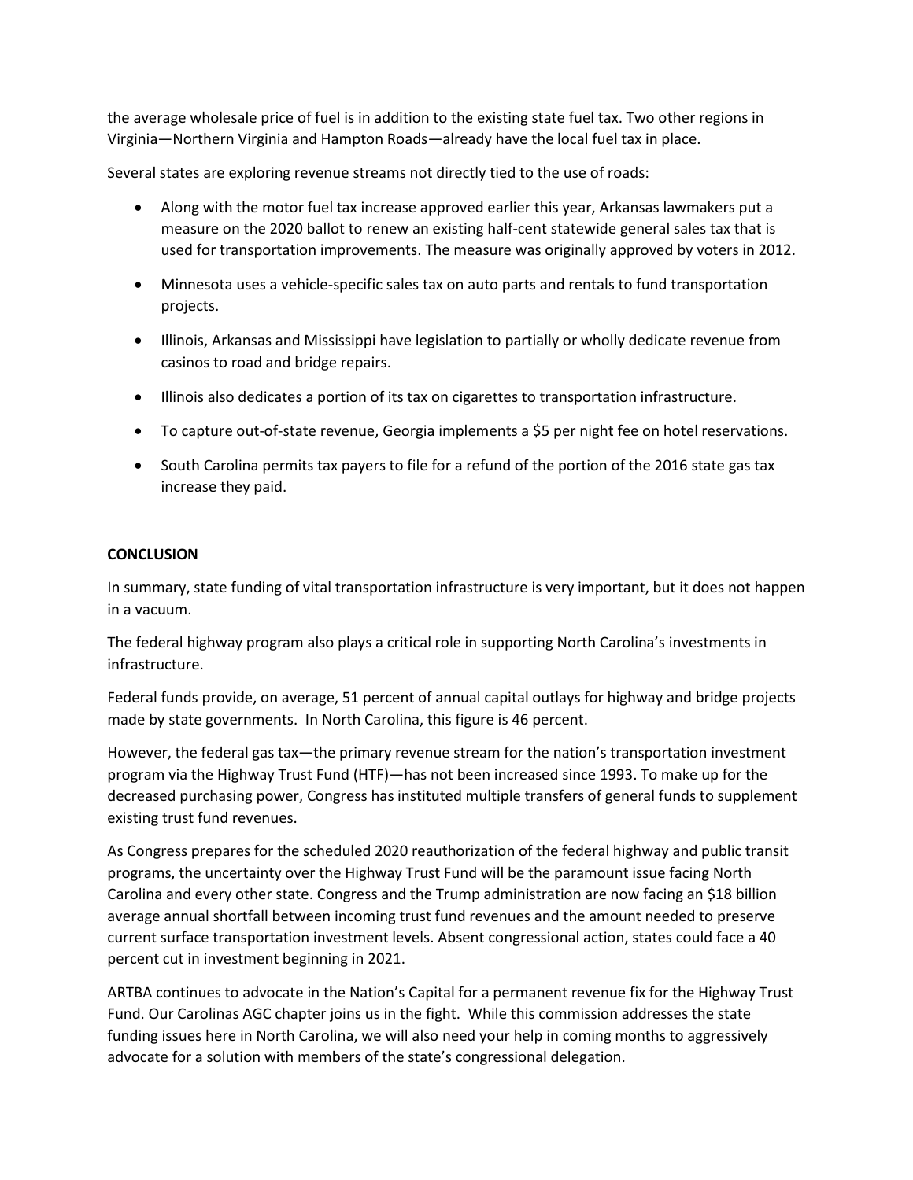the average wholesale price of fuel is in addition to the existing state fuel tax. Two other regions in Virginia—Northern Virginia and Hampton Roads—already have the local fuel tax in place.

Several states are exploring revenue streams not directly tied to the use of roads:

- Along with the motor fuel tax increase approved earlier this year, Arkansas lawmakers put a measure on the 2020 ballot to renew an existing half-cent statewide general sales tax that is used for transportation improvements. The measure was originally approved by voters in 2012.
- Minnesota uses a vehicle-specific sales tax on auto parts and rentals to fund transportation projects.
- Illinois, Arkansas and Mississippi have legislation to partially or wholly dedicate revenue from casinos to road and bridge repairs.
- Illinois also dedicates a portion of its tax on cigarettes to transportation infrastructure.
- To capture out-of-state revenue, Georgia implements a $5 per night fee on hotel reservations.
- South Carolina permits tax payers to file for a refund of the portion of the 2016 state gas tax increase they paid.

**CONCLUSION**

In summary, state funding of vital transportation infrastructure is very important, but it does not happen in a vacuum.

The federal highway program also plays a critical role in supporting North Carolina's investments in infrastructure.

Federal funds provide, on average, 51 percent of annual capital outlays for highway and bridge projects made by state governments. In North Carolina, this figure is 46 percent.

However, the federal gas tax—the primary revenue stream for the nation's transportation investment program via the Highway Trust Fund (HTF)—has not been increased since 1993. To make up for the decreased purchasing power, Congress has instituted multiple transfers of general funds to supplement existing trust fund revenues.

As Congress prepares for the scheduled 2020 reauthorization of the federal highway and public transit programs, the uncertainty over the Highway Trust Fund will be the paramount issue facing North Carolina and every other state. Congress and the Trump administration are now facing an $18 billion average annual shortfall between incoming trust fund revenues and the amount needed to preserve current surface transportation investment levels. Absent congressional action, states could face a 40 percent cut in investment beginning in 2021.

ARTBA continues to advocate in the Nation's Capital for a permanent revenue fix for the Highway Trust Fund. Our Carolinas AGC chapter joins us in the fight. While this commission addresses the state funding issues here in North Carolina, we will also need your help in coming months to aggressively advocate for a solution with members of the state's congressional delegation.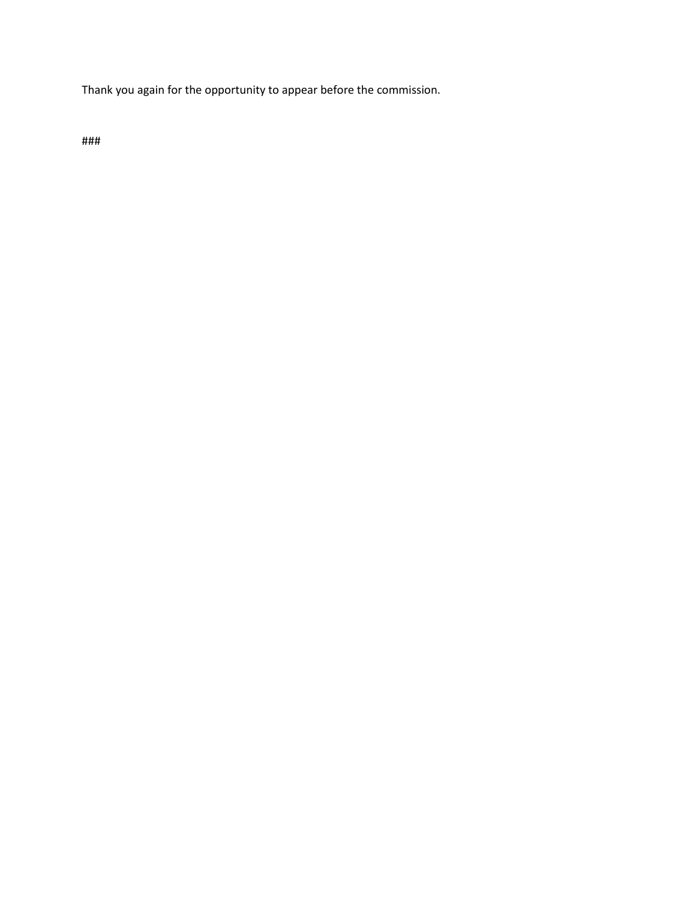Thank you again for the opportunity to appear before the commission.

###